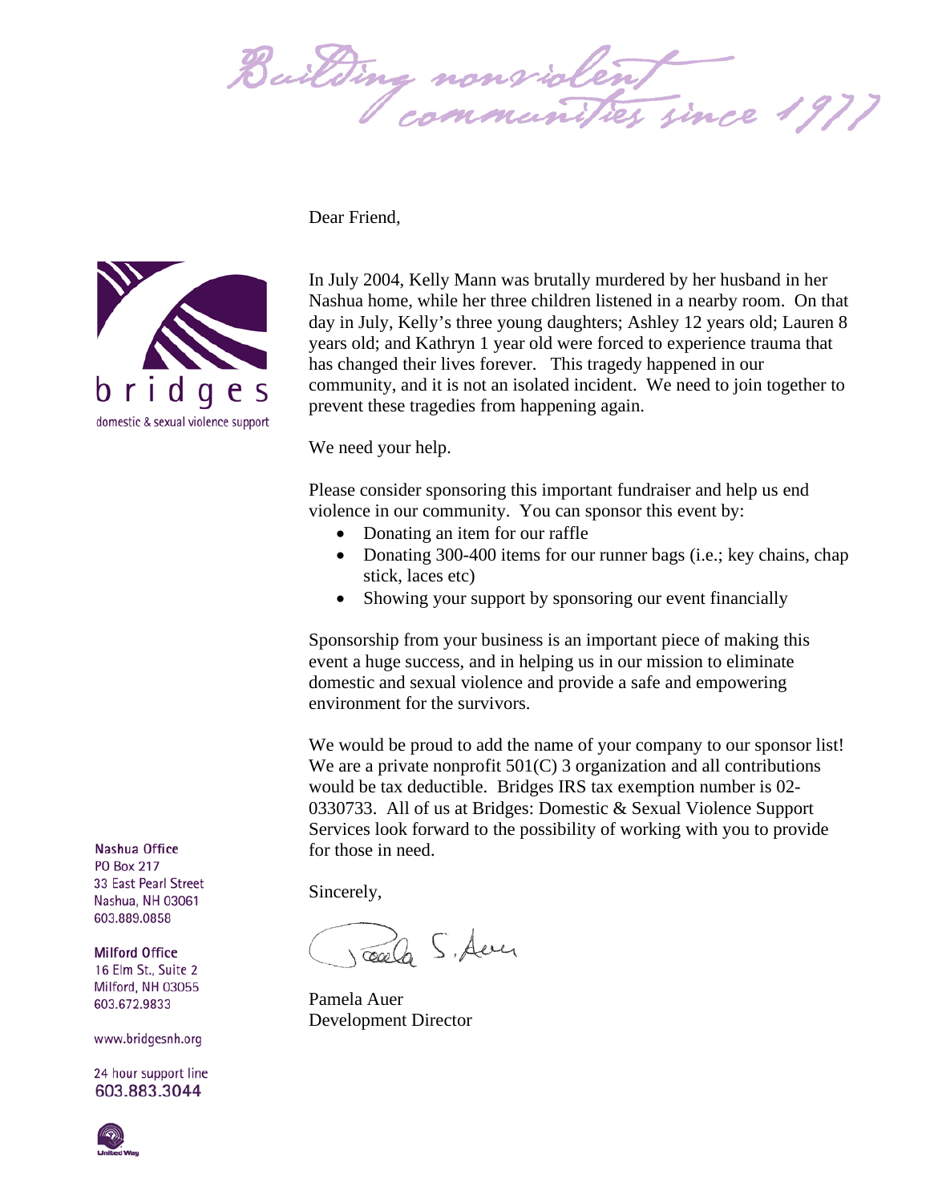*Building nonviolent communities since 1977*

bridges
domestic & sexual violence support

Dear Friend,

In July 2004, Kelly Mann was brutally murdered by her husband in her Nashua home, while her three children listened in a nearby room. On that day in July, Kelly's three young daughters; Ashley 12 years old; Lauren 8 years old; and Kathryn 1 year old were forced to experience trauma that has changed their lives forever. This tragedy happened in our community, and it is not an isolated incident. We need to join together to prevent these tragedies from happening again.

We need your help.

Please consider sponsoring this important fundraiser and help us end violence in our community. You can sponsor this event by:

- Donating an item for our raffle
- Donating 300-400 items for our runner bags (i.e.; key chains, chap stick, laces etc)
- Showing your support by sponsoring our event financially

Sponsorship from your business is an important piece of making this event a huge success, and in helping us in our mission to eliminate domestic and sexual violence and provide a safe and empowering environment for the survivors.

We would be proud to add the name of your company to our sponsor list! We are a private nonprofit 501(C) 3 organization and all contributions would be tax deductible. Bridges IRS tax exemption number is 02-0330733. All of us at Bridges: Domestic & Sexual Violence Support Services look forward to the possibility of working with you to provide for those in need.

Sincerely,

Pamela S. Auer

Pamela Auer
Development Director

**Nashua Office**
PO Box 217
33 East Pearl Street
Nashua, NH 03061
603.889.0858

**Milford Office**
16 Elm St., Suite 2
Milford, NH 03055
603.672.9833

www.bridgesnh.org

24 hour support line
**603.883.3044**

United Way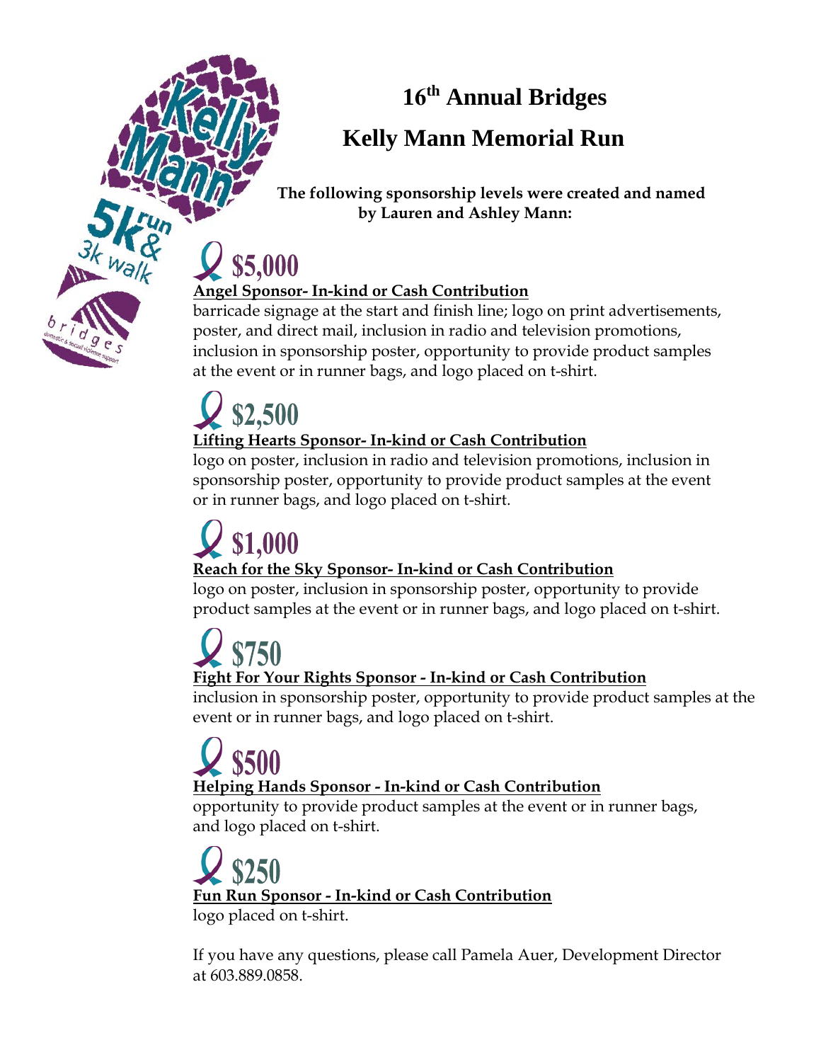# 16th Annual Bridges

# Kelly Mann Memorial Run

**The following sponsorship levels were created and named by Lauren and Ashley Mann:**

## $5,000

**Angel Sponsor- In-kind or Cash Contribution**

barricade signage at the start and finish line; logo on print advertisements, poster, and direct mail, inclusion in radio and television promotions, inclusion in sponsorship poster, opportunity to provide product samples at the event or in runner bags, and logo placed on t-shirt.

## $2,500

**Lifting Hearts Sponsor- In-kind or Cash Contribution**

logo on poster, inclusion in radio and television promotions, inclusion in sponsorship poster, opportunity to provide product samples at the event or in runner bags, and logo placed on t-shirt.

## $1,000

**Reach for the Sky Sponsor- In-kind or Cash Contribution**

logo on poster, inclusion in sponsorship poster, opportunity to provide product samples at the event or in runner bags, and logo placed on t-shirt.

## $750

**Fight For Your Rights Sponsor - In-kind or Cash Contribution**

inclusion in sponsorship poster, opportunity to provide product samples at the event or in runner bags, and logo placed on t-shirt.

## $500

**Helping Hands Sponsor - In-kind or Cash Contribution**

opportunity to provide product samples at the event or in runner bags, and logo placed on t-shirt.

## $250

**Fun Run Sponsor - In-kind or Cash Contribution**

logo placed on t-shirt.

If you have any questions, please call Pamela Auer, Development Director at 603.889.0858.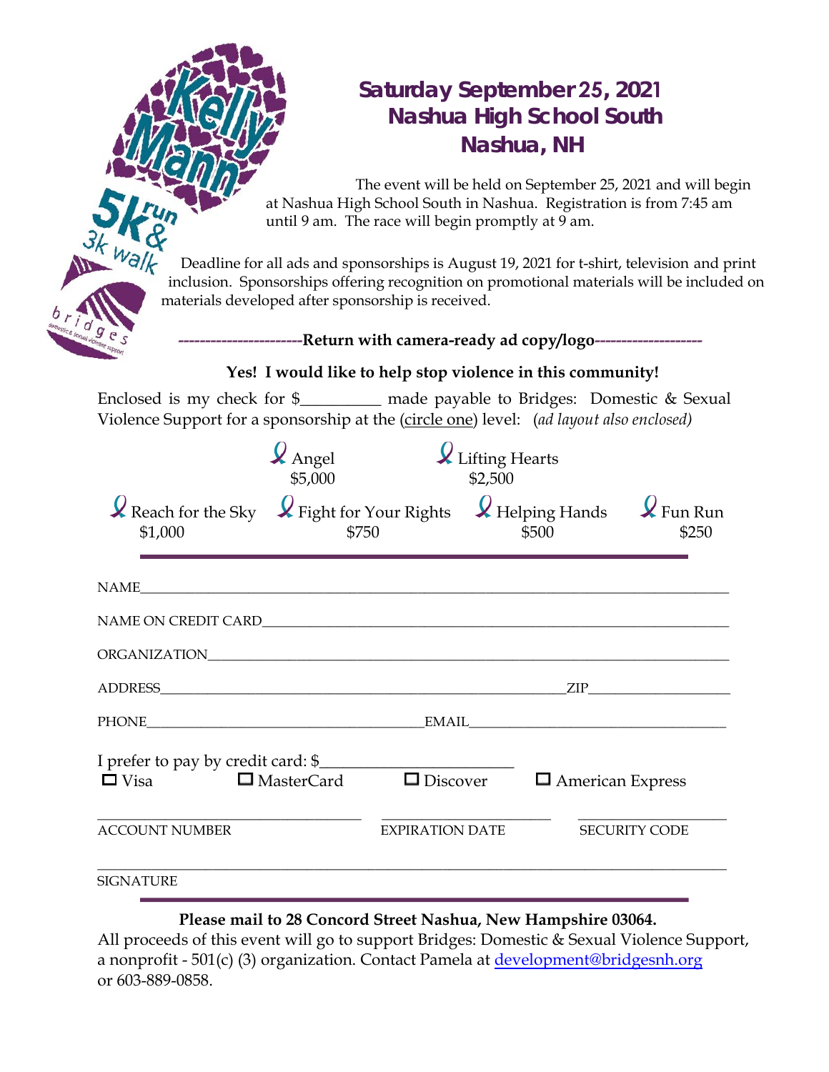## Saturday September 25, 2021
## Nashua High School South
## Nashua, NH

The event will be held on September 25, 2021 and will begin at Nashua High School South in Nashua. Registration is from 7:45 am until 9 am. The race will begin promptly at 9 am.

Deadline for all ads and sponsorships is August 19, 2021 for t-shirt, television and print inclusion. Sponsorships offering recognition on promotional materials will be included on materials developed after sponsorship is received.

**----------------------Return with camera-ready ad copy/logo-------------------**

**Yes! I would like to help stop violence in this community!**

Enclosed is my check for $_________ made payable to Bridges: Domestic & Sexual Violence Support for a sponsorship at the (circle one) level: *(ad layout also enclosed)*

Angel
$5,000

Lifting Hearts
$2,500

Reach for the Sky
$1,000

Fight for Your Rights
$750

Helping Hands
$500

Fun Run
$250

NAME_______________________________________________

NAME ON CREDIT CARD_______________________________________________

ORGANIZATION_______________________________________________

ADDRESS_______________________________________ZIP______________

PHONE____________________________EMAIL____________________________

I prefer to pay by credit card: $______________________

☐ Visa ☐ MasterCard ☐ Discover ☐ American Express

ACCOUNT NUMBER _____________ EXPIRATION DATE _____________ SECURITY CODE _____________

SIGNATURE _______________________________________________

**Please mail to 28 Concord Street Nashua, New Hampshire 03064.**

All proceeds of this event will go to support Bridges: Domestic & Sexual Violence Support, a nonprofit - 501(c) (3) organization. Contact Pamela at development@bridgesnh.org or 603-889-0858.